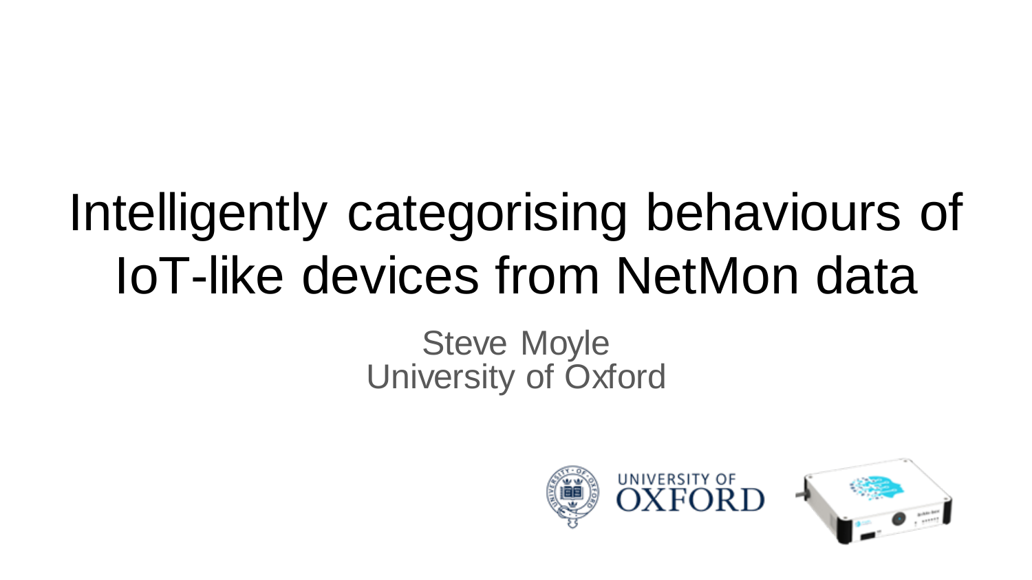# Intelligently categorising behaviours of IoT-like devices from NetMon data

Steve Moyle
University of Oxford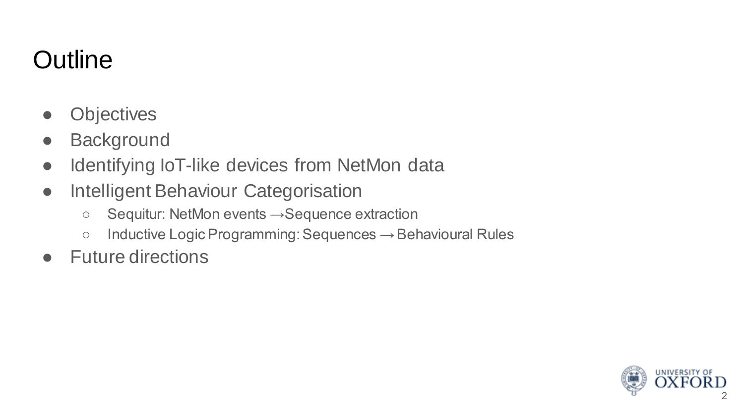# Outline

- Objectives
- Background
- Identifying IoT-like devices from NetMon data
- Intelligent Behaviour Categorisation
  - Sequitur: NetMon events →Sequence extraction
  - Inductive Logic Programming: Sequences → Behavioural Rules
- Future directions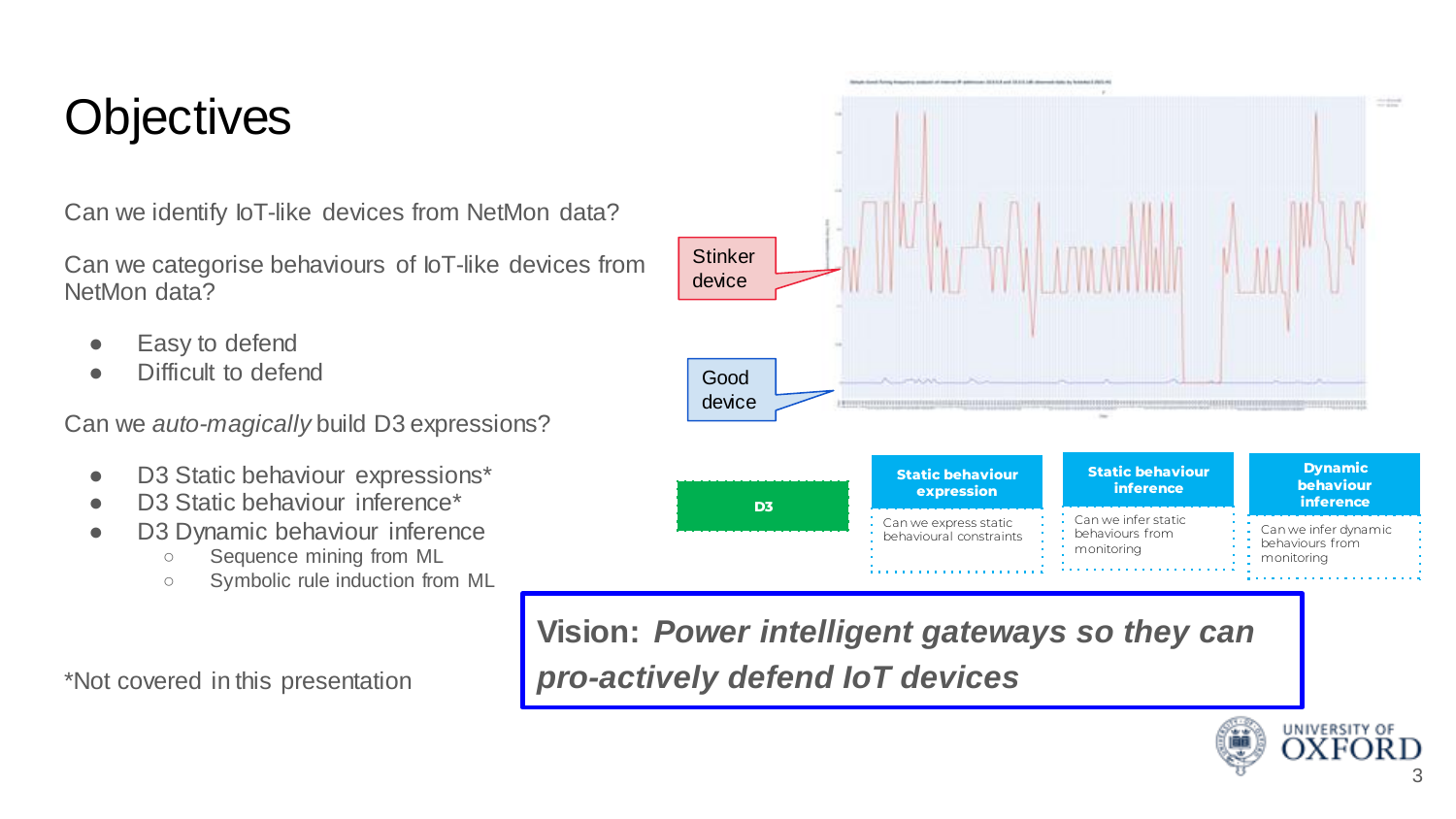# Objectives

Can we identify IoT-like devices from NetMon data?

Can we categorise behaviours of IoT-like devices from NetMon data?

- Easy to defend
- Difficult to defend

Can we *auto-magically* build D3 expressions?

- D3 Static behaviour expressions*
- D3 Static behaviour inference*
- D3 Dynamic behaviour inference
  - Sequence mining from ML
  - Symbolic rule induction from ML

*Not covered in this presentation

Stinker device

Good device

D3

**Static behaviour expression**

Can we express static behavioural constraints

**Static behaviour inference**

Can we infer static behaviours from monitoring

**Dynamic behaviour inference**

Can we infer dynamic behaviours from monitoring

**Vision:** ***Power intelligent gateways so they can pro-actively defend IoT devices***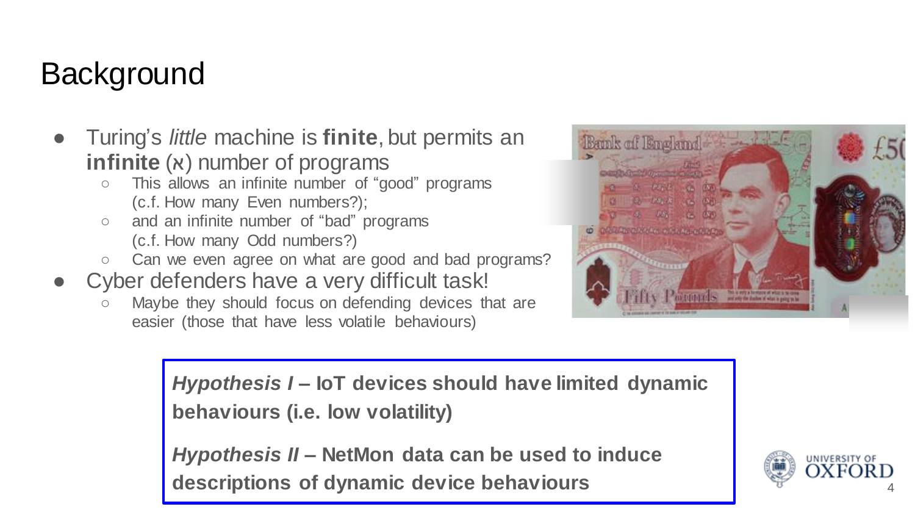# Background

- Turing's *little* machine is **finite**, but permits an **infinite** (א) number of programs
  - This allows an infinite number of "good" programs (c.f. How many Even numbers?);
  - and an infinite number of "bad" programs (c.f. How many Odd numbers?)
  - Can we even agree on what are good and bad programs?
- Cyber defenders have a very difficult task!
  - Maybe they should focus on defending devices that are easier (those that have less volatile behaviours)

> ***Hypothesis I*** **– IoT devices should have limited dynamic behaviours (i.e. low volatility)**
>
> ***Hypothesis II*** **– NetMon data can be used to induce descriptions of dynamic device behaviours**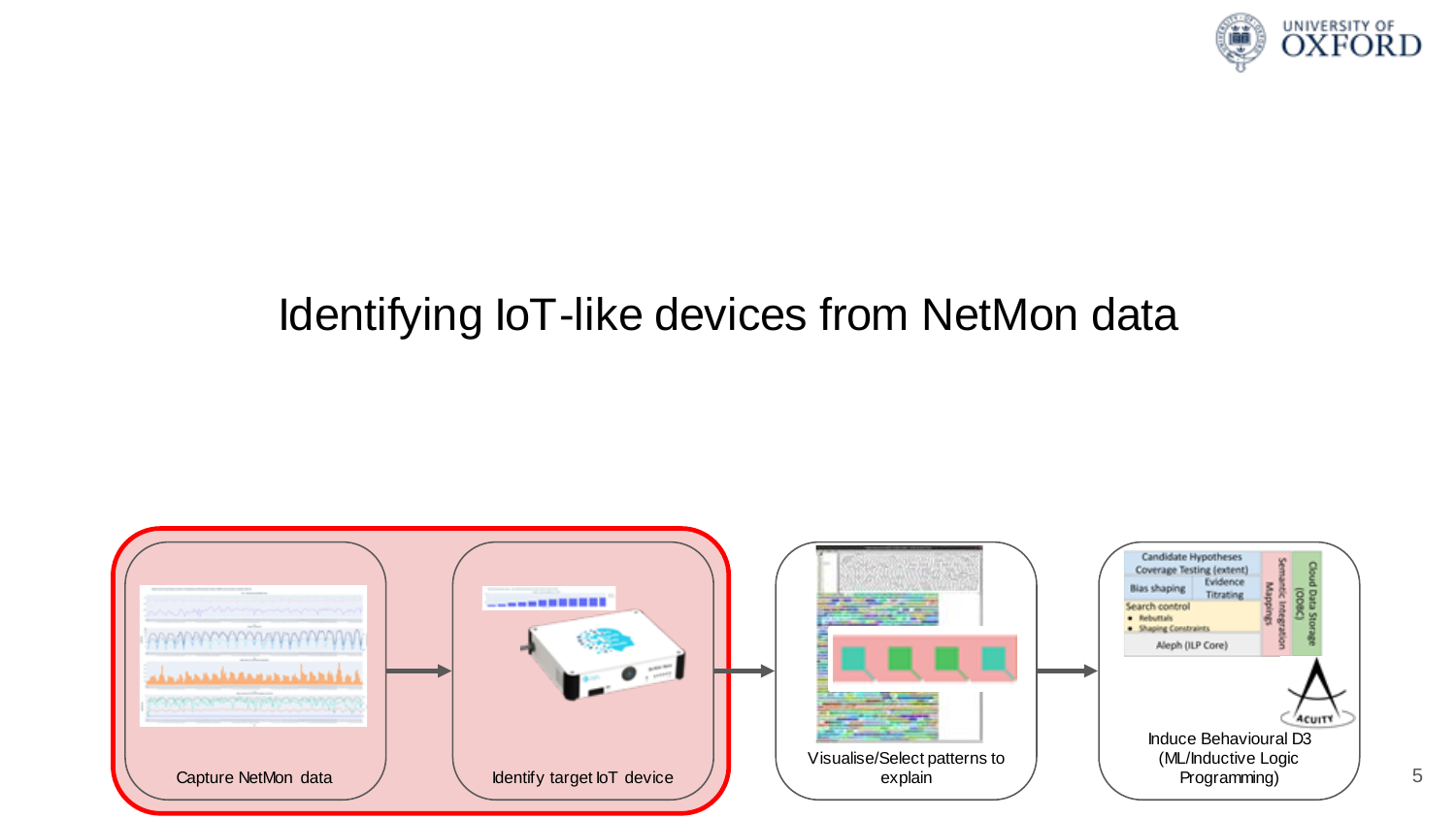# Identifying IoT-like devices from NetMon data

Capture NetMon data → Identify target IoT device → Visualise/Select patterns to explain → Induce Behavioural D3 (ML/Inductive Logic Programming)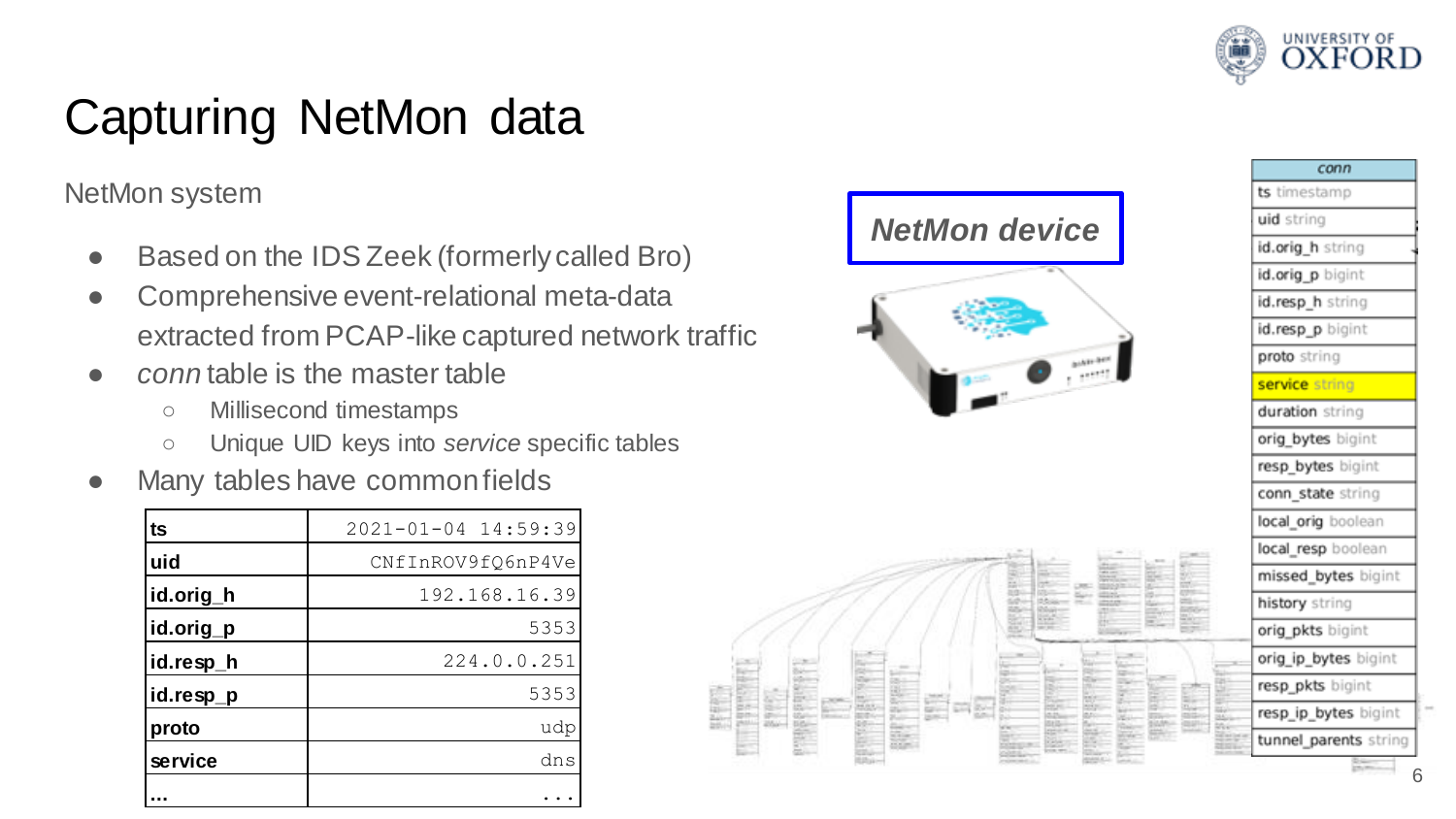# Capturing NetMon data

NetMon system

- Based on the IDS Zeek (formerly called Bro)
- Comprehensive event-relational meta-data extracted from PCAP-like captured network traffic
- *conn* table is the master table
  - Millisecond timestamps
  - Unique UID keys into *service* specific tables
- Many tables have common fields

| ts | 2021-01-04 14:59:39 |
|---|---|
| uid | CNfInROV9fQ6nP4Ve |
| id.orig_h | 192.168.16.39 |
| id.orig_p | 5353 |
| id.resp_h | 224.0.0.251 |
| id.resp_p | 5353 |
| proto | udp |
| service | dns |
| ... | ... |

***NetMon device***

| conn |
|---|
| ts timestamp |
| uid string |
| id.orig_h string |
| id.orig_p bigint |
| id.resp_h string |
| id.resp_p bigint |
| proto string |
| service string |
| duration string |
| orig_bytes bigint |
| resp_bytes bigint |
| conn_state string |
| local_orig boolean |
| local_resp boolean |
| missed_bytes bigint |
| history string |
| orig_pkts bigint |
| orig_ip_bytes bigint |
| resp_pkts bigint |
| resp_ip_bytes bigint |
| tunnel_parents string |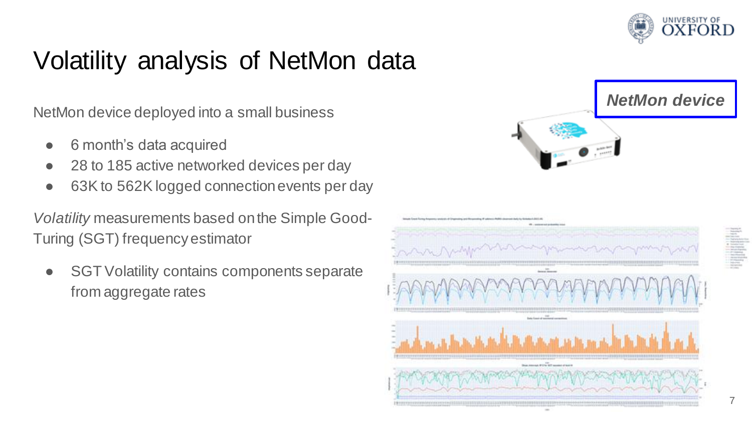# Volatility analysis of NetMon data

NetMon device deployed into a small business

- 6 month's data acquired
- 28 to 185 active networked devices per day
- 63K to 562K logged connection events per day

*Volatility* measurements based on the Simple Good-Turing (SGT) frequency estimator

- SGT Volatility contains components separate from aggregate rates

***NetMon device***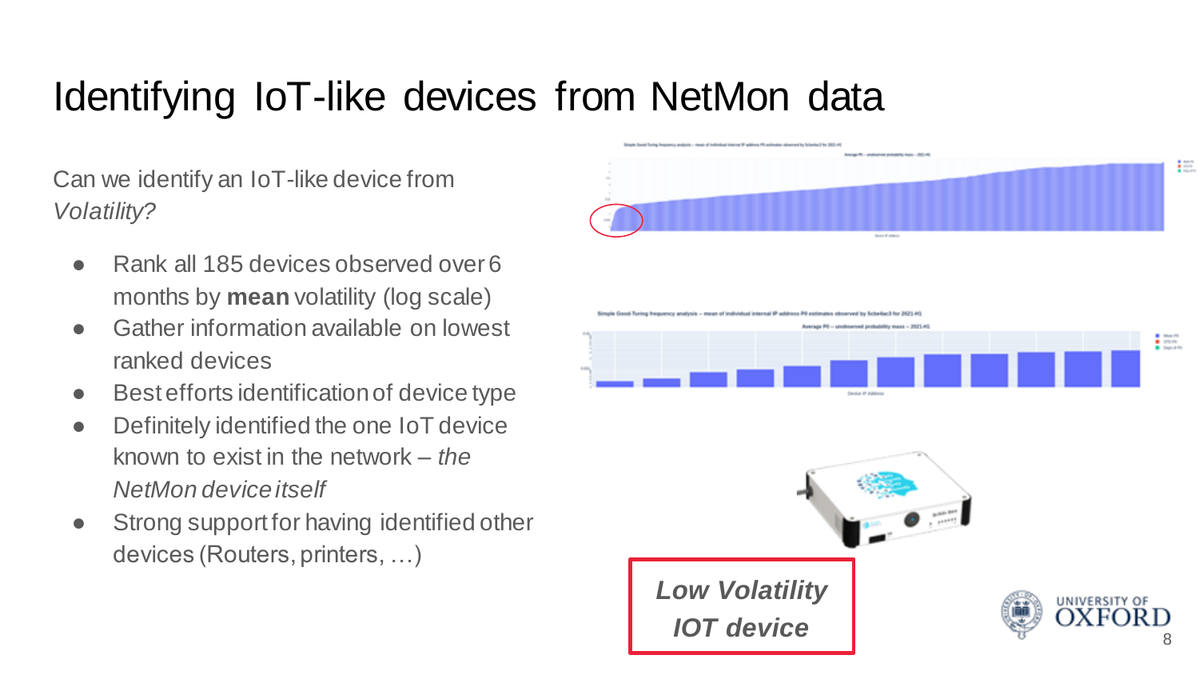# Identifying IoT-like devices from NetMon data

Can we identify an IoT-like device from *Volatility?*

- Rank all 185 devices observed over 6 months by **mean** volatility (log scale)
- Gather information available on lowest ranked devices
- Best efforts identification of device type
- Definitely identified the one IoT device known to exist in the network – *the NetMon device itself*
- Strong support for having identified other devices (Routers, printers, …)

***Low Volatility IOT device***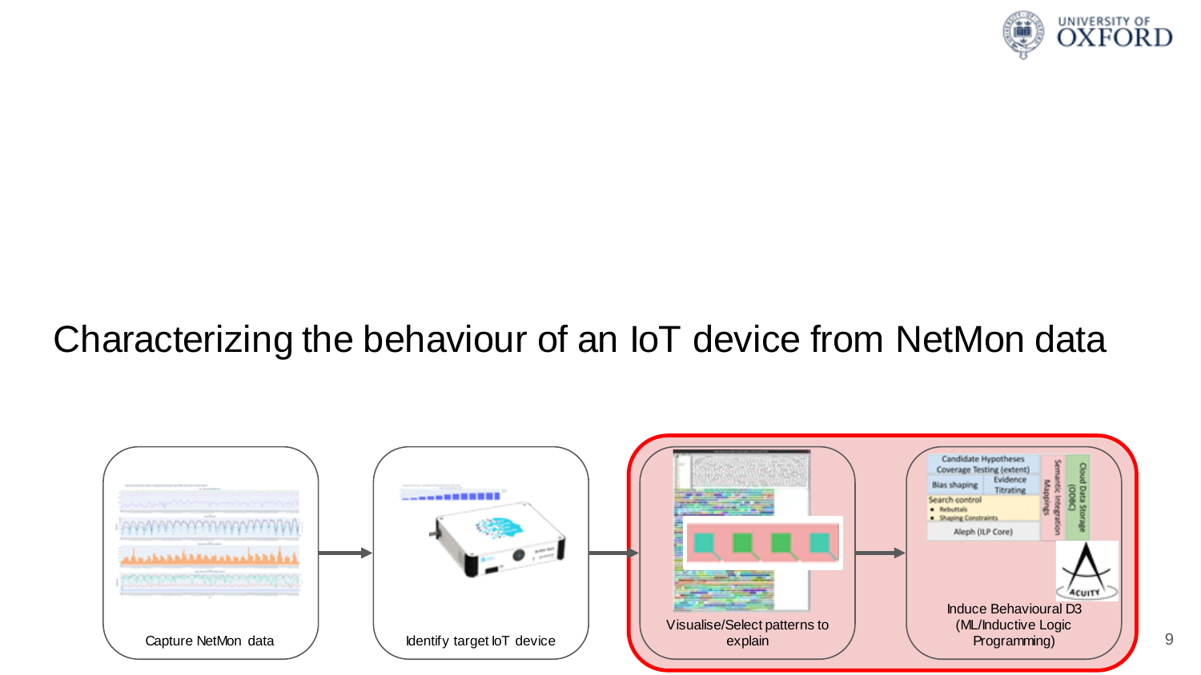# Characterizing the behaviour of an IoT device from NetMon data

Capture NetMon data

Identify target IoT device

Visualise/Select patterns to explain

Candidate Hypotheses
Coverage Testing (extent)
Bias shaping
Evidence Titrating
Search control
- Rebuttals
- Shaping Constraints
Aleph (ILP Core)
Semantic Integration Mappings
Cloud Data Storage (ODBC)

ACUITY

Induce Behavioural D3 (ML/Inductive Logic Programming)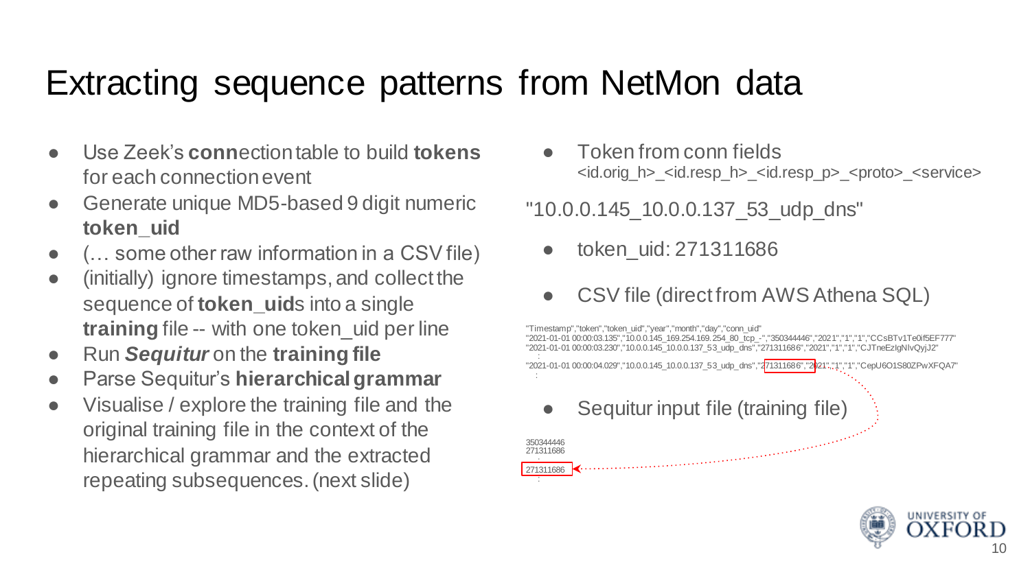# Extracting sequence patterns from NetMon data

- Use Zeek's **conn**ection table to build **tokens** for each connection event
- Generate unique MD5-based 9 digit numeric **token_uid**
- (… some other raw information in a CSV file)
- (initially) ignore timestamps, and collect the sequence of **token_uid**s into a single **training** file -- with one token_uid per line
- Run ***Sequitur*** on the **training file**
- Parse Sequitur's **hierarchical grammar**
- Visualise / explore the training file and the original training file in the context of the hierarchical grammar and the extracted repeating subsequences. (next slide)

- Token from conn fields
  <id.orig_h>_<id.resp_h>_<id.resp_p>_<proto>_<service>

"10.0.0.145_10.0.0.137_53_udp_dns"

- token_uid: 271311686

- CSV file (direct from AWS Athena SQL)

```
"Timestamp","token","token_uid","year","month","day","conn_uid"
"2021-01-01 00:00:03.135","10.0.0.145_169.254.169.254_80_tcp_-","350344446","2021","1","1","CCsBTv1Te0if5EF777"
"2021-01-01 00:00:03.230","10.0.0.145_10.0.0.137_53_udp_dns","271311686","2021","1","1","CJTneEzlgNlvQyjJ2"
:
"2021-01-01 00:00:04.029","10.0.0.145_10.0.0.137_53_udp_dns","271311686","2021","1","1","CepU6O1S80ZPwXFQA7"
:
```

- Sequitur input file (training file)

```
350344446
271311686
:
271311686
:
```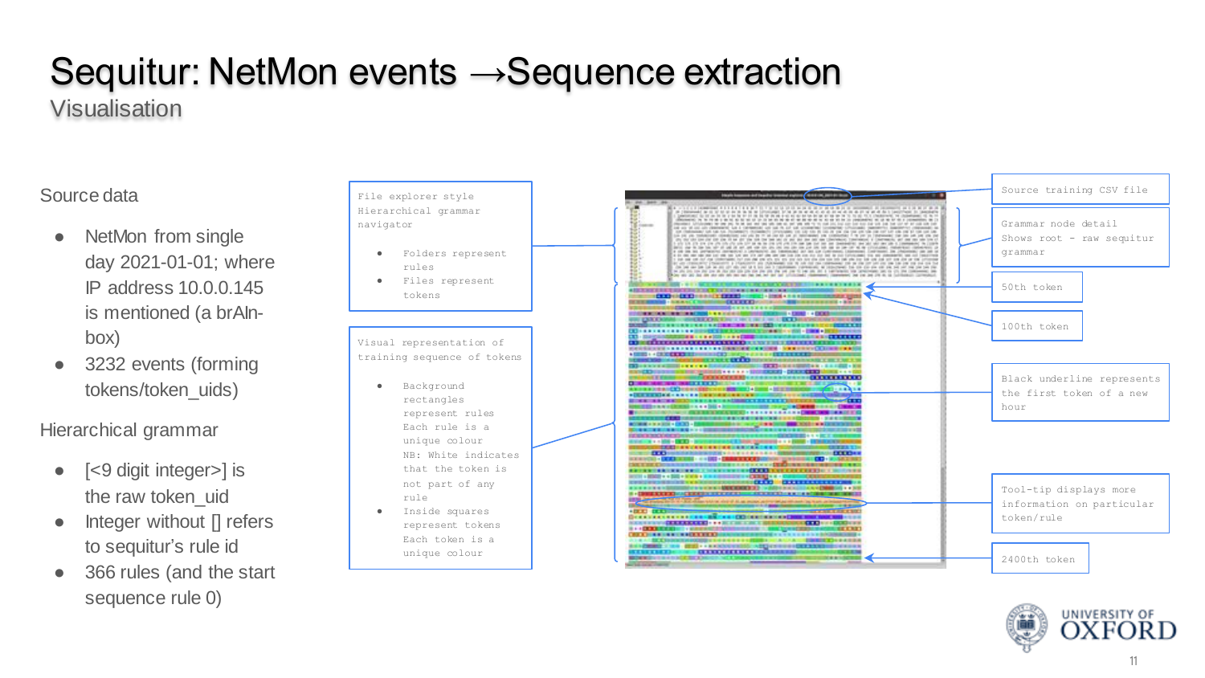# Sequitur: NetMon events →Sequence extraction

## Visualisation

Source data

- NetMon from single day 2021-01-01; where IP address 10.0.0.145 is mentioned (a brAIn-box)
- 3232 events (forming tokens/token_uids)

Hierarchical grammar

- [<9 digit integer>] is the raw token_uid
- Integer without [] refers to sequitur's rule id
- 366 rules (and the start sequence rule 0)

File explorer style Hierarchical grammar navigator

- Folders represent rules
- Files represent tokens

Visual representation of training sequence of tokens

- Background rectangles represent rules
  Each rule is a unique colour
  NB: White indicates that the token is not part of any rule
- Inside squares represent tokens
  Each token is a unique colour

Source training CSV file

Grammar node detail
Shows root - raw sequitur grammar

50th token

100th token

Black underline represents the first token of a new hour

Tool-tip displays more information on particular token/rule

2400th token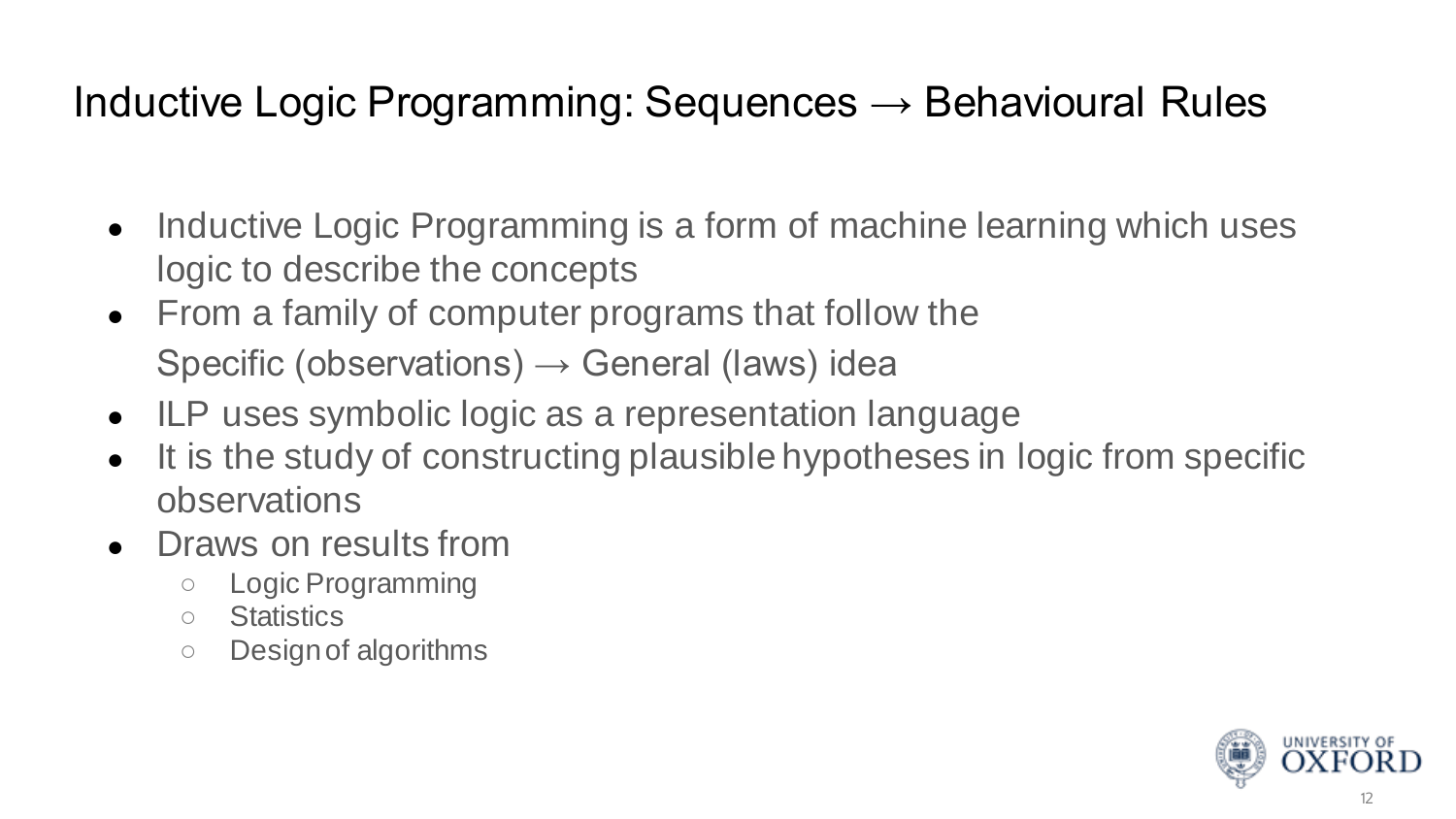# Inductive Logic Programming: Sequences → Behavioural Rules

- Inductive Logic Programming is a form of machine learning which uses logic to describe the concepts
- From a family of computer programs that follow the Specific (observations) → General (laws) idea
- ILP uses symbolic logic as a representation language
- It is the study of constructing plausible hypotheses in logic from specific observations
- Draws on results from
  - Logic Programming
  - Statistics
  - Design of algorithms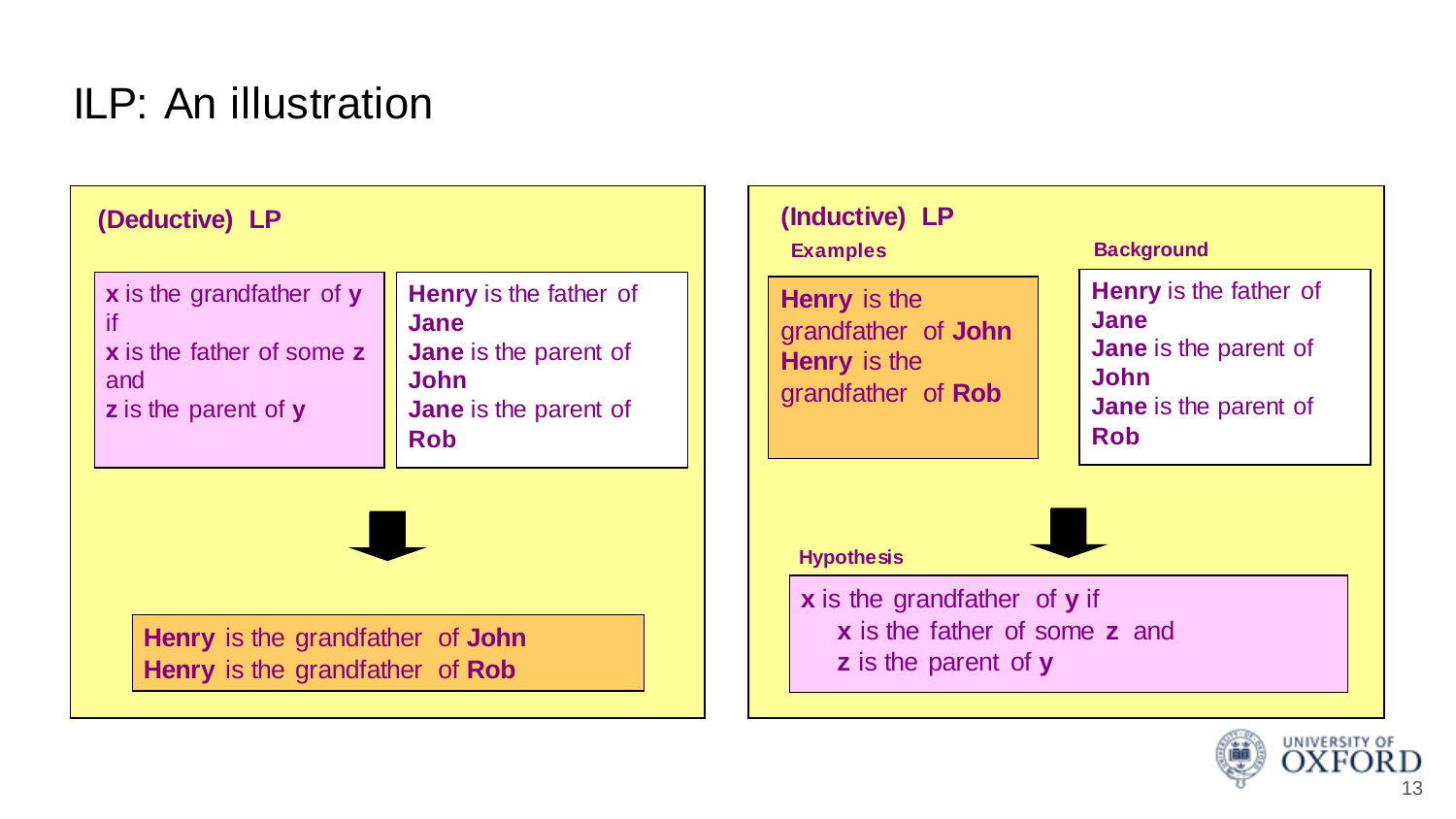# ILP: An illustration

## (Deductive) LP

**x** is the grandfather of **y**
if
**x** is the father of some **z**
and
**z** is the parent of **y**

**Henry** is the father of **Jane**
**Jane** is the parent of **John**
**Jane** is the parent of **Rob**

**Henry** is the grandfather of **John**
**Henry** is the grandfather of **Rob**

## (Inductive) LP

**Examples**

**Henry** is the grandfather of **John**
**Henry** is the grandfather of **Rob**

**Background**

**Henry** is the father of **Jane**
**Jane** is the parent of **John**
**Jane** is the parent of **Rob**

**Hypothesis**

**x** is the grandfather of **y** if
**x** is the father of some **z** and
**z** is the parent of **y**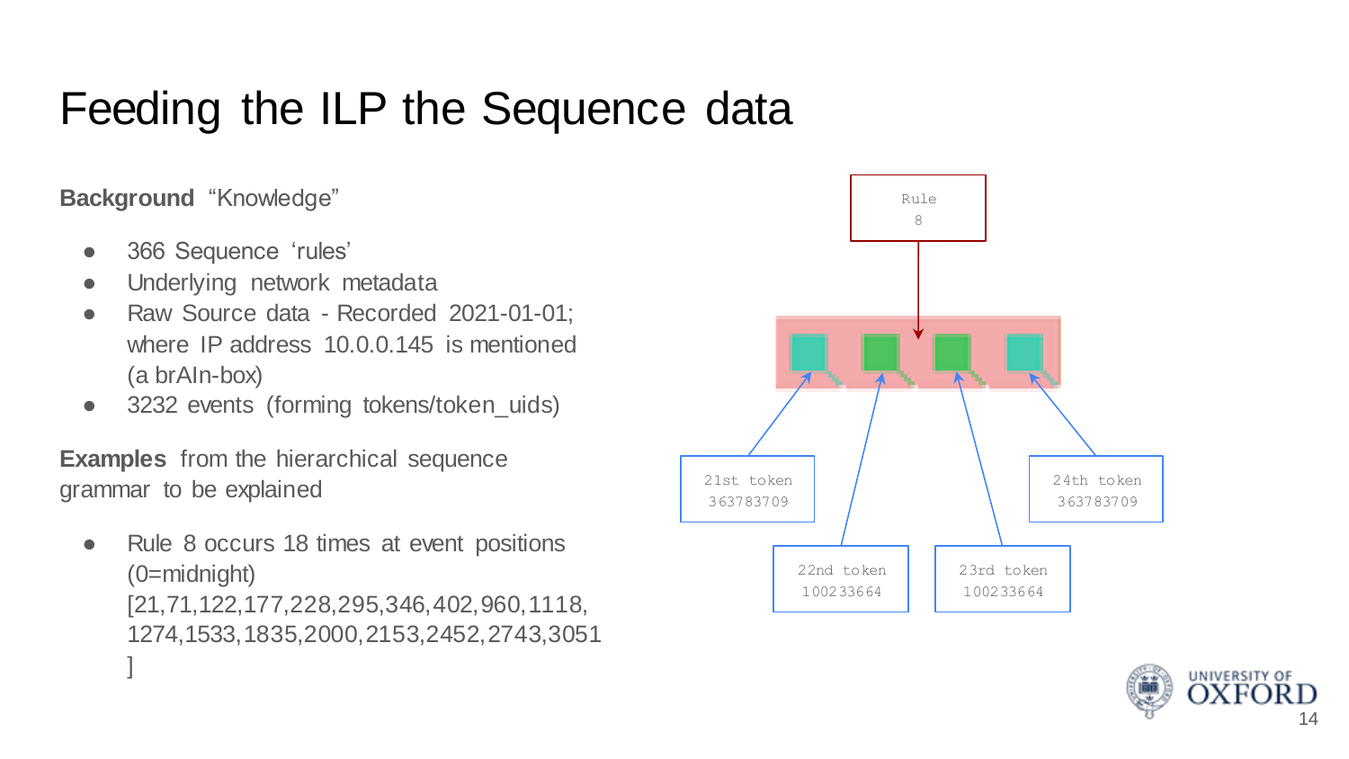# Feeding the ILP the Sequence data

**Background** “Knowledge”

- 366 Sequence ‘rules’
- Underlying network metadata
- Raw Source data - Recorded 2021-01-01; where IP address 10.0.0.145 is mentioned (a brAIn-box)
- 3232 events (forming tokens/token_uids)

**Examples** from the hierarchical sequence grammar to be explained

- Rule 8 occurs 18 times at event positions (0=midnight) [21,71,122,177,228,295,346,402,960,1118, 1274,1533,1835,2000,2153,2452,2743,3051 ]

Rule 8

21st token 363783709

22nd token 100233664

23rd token 100233664

24th token 363783709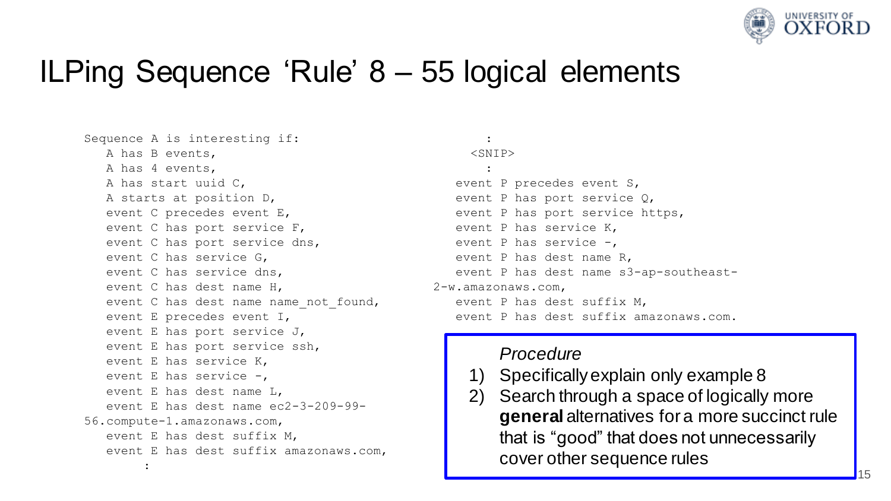# ILPing Sequence 'Rule' 8 – 55 logical elements

```
Sequence A is interesting if:
   A has B events,
   A has 4 events,
   A has start uuid C,
   A starts at position D,
   event C precedes event E,
   event C has port service F,
   event C has port service dns,
   event C has service G,
   event C has service dns,
   event C has dest name H,
   event C has dest name name_not_found,
   event E precedes event I,
   event E has port service J,
   event E has port service ssh,
   event E has service K,
   event E has service -,
   event E has dest name L,
   event E has dest name ec2-3-209-99-
56.compute-1.amazonaws.com,
   event E has dest suffix M,
   event E has dest suffix amazonaws.com,
       :
       :
     <SNIP>
       :
   event P precedes event S,
   event P has port service Q,
   event P has port service https,
   event P has service K,
   event P has service -,
   event P has dest name R,
   event P has dest name s3-ap-southeast-
2-w.amazonaws.com,
   event P has dest suffix M,
   event P has dest suffix amazonaws.com.
```

*Procedure*

1) Specifically explain only example 8
2) Search through a space of logically more **general** alternatives for a more succinct rule that is "good" that does not unnecessarily cover other sequence rules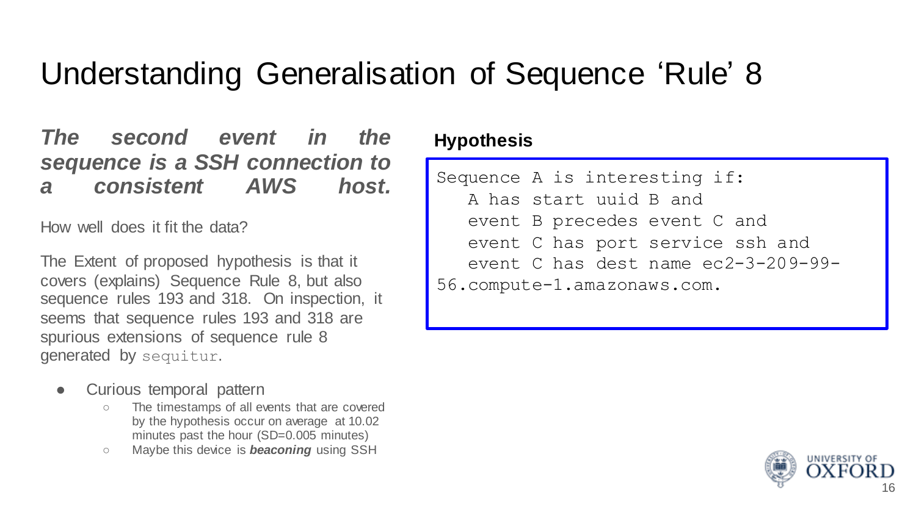# Understanding Generalisation of Sequence 'Rule' 8

***The second event in the sequence is a SSH connection to a consistent AWS host.***

How well does it fit the data?

The Extent of proposed hypothesis is that it covers (explains) Sequence Rule 8, but also sequence rules 193 and 318. On inspection, it seems that sequence rules 193 and 318 are spurious extensions of sequence rule 8 generated by `sequitur`.

- Curious temporal pattern
  - The timestamps of all events that are covered by the hypothesis occur on average at 10.02 minutes past the hour (SD=0.005 minutes)
  - Maybe this device is ***beaconing*** using SSH

**Hypothesis**

```
Sequence A is interesting if:
   A has start uuid B and
   event B precedes event C and
   event C has port service ssh and
   event C has dest name ec2-3-209-99-
56.compute-1.amazonaws.com.
```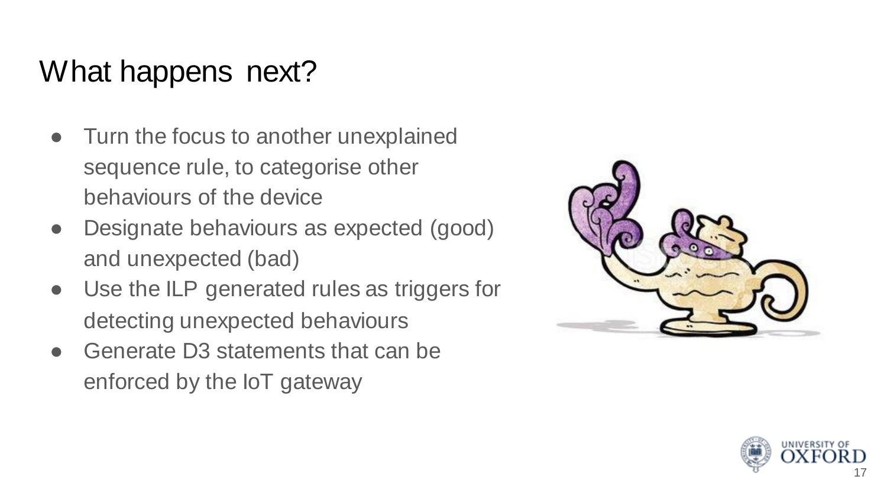# What happens next?

- Turn the focus to another unexplained sequence rule, to categorise other behaviours of the device
- Designate behaviours as expected (good) and unexpected (bad)
- Use the ILP generated rules as triggers for detecting unexpected behaviours
- Generate D3 statements that can be enforced by the IoT gateway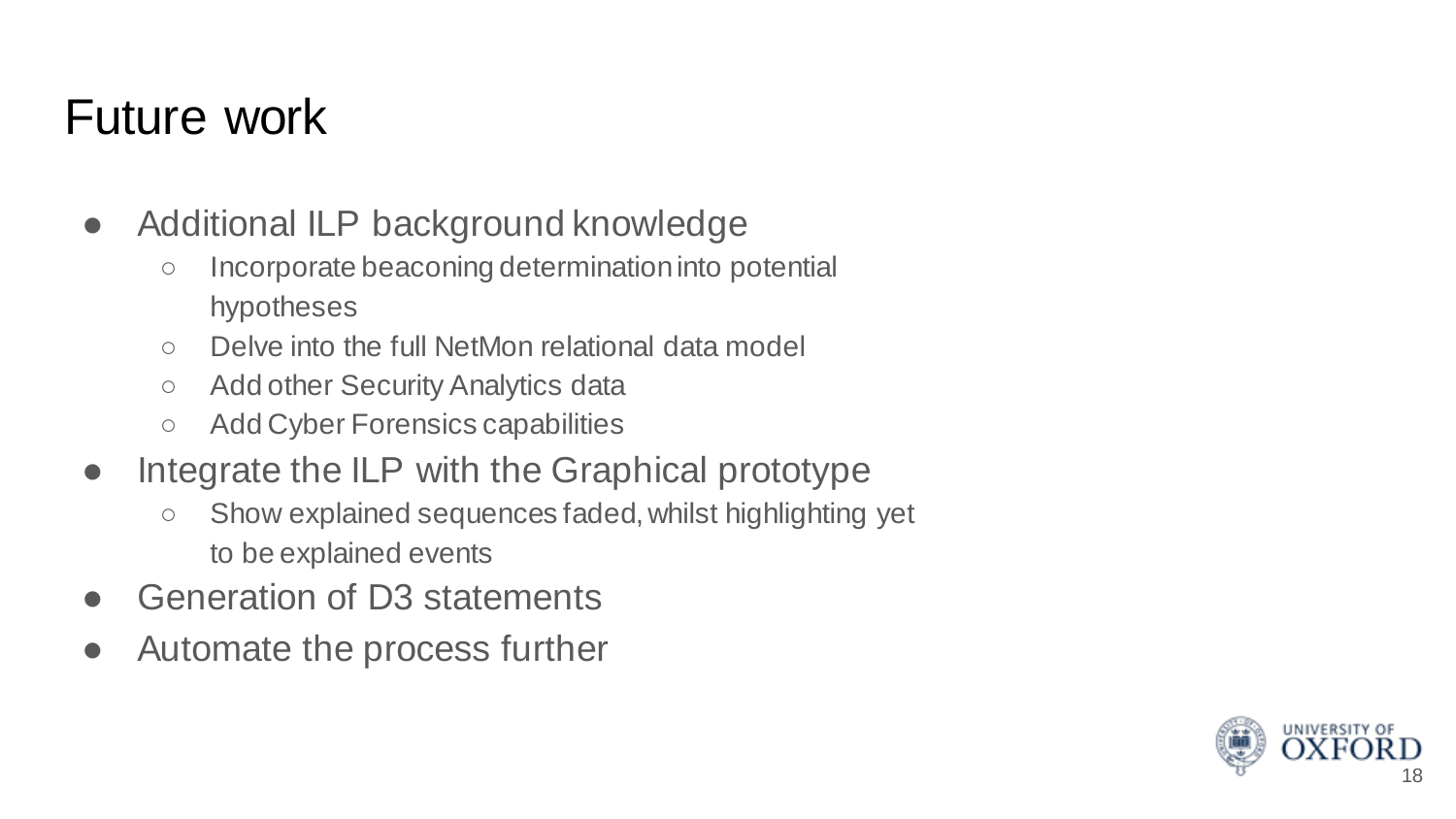# Future work

- Additional ILP background knowledge
  - Incorporate beaconing determination into potential hypotheses
  - Delve into the full NetMon relational data model
  - Add other Security Analytics data
  - Add Cyber Forensics capabilities
- Integrate the ILP with the Graphical prototype
  - Show explained sequences faded, whilst highlighting yet to be explained events
- Generation of D3 statements
- Automate the process further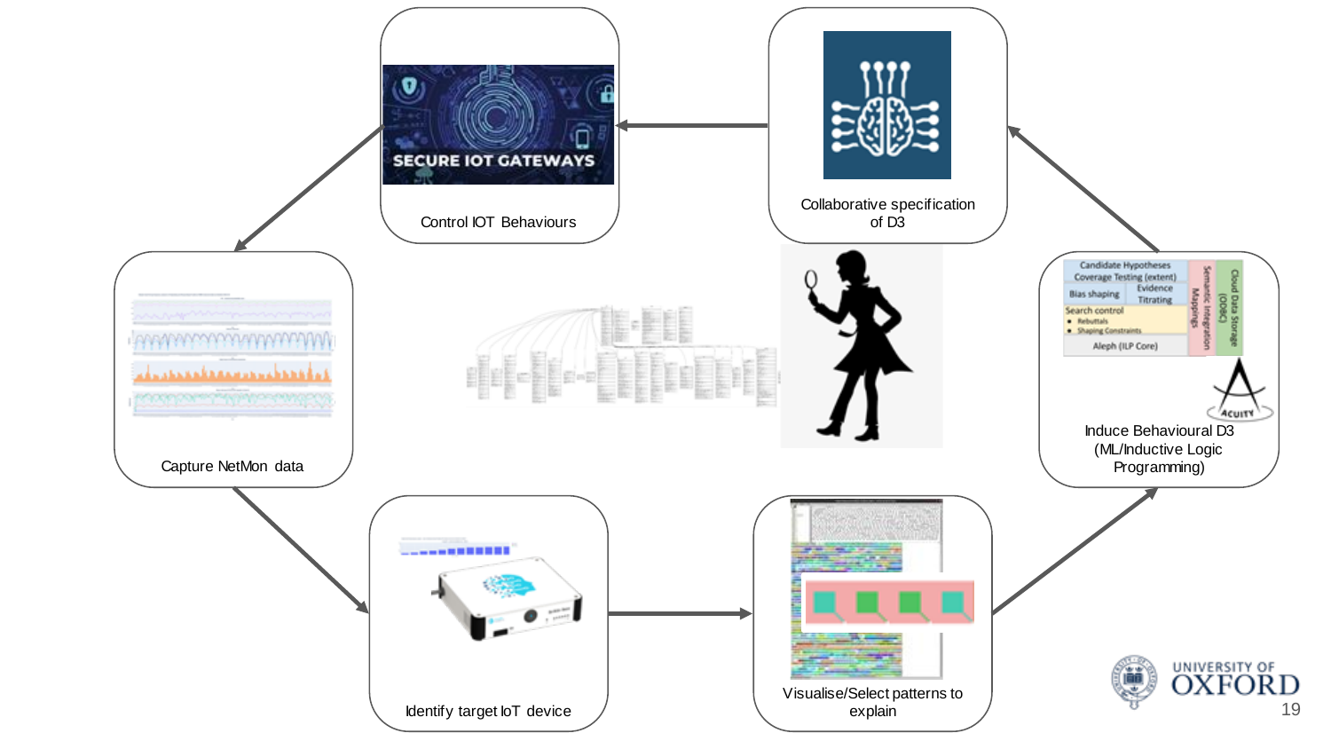Control IOT Behaviours

Collaborative specification of D3

Capture NetMon data

Induce Behavioural D3 (ML/Inductive Logic Programming)

Identify target IoT device

Visualise/Select patterns to explain